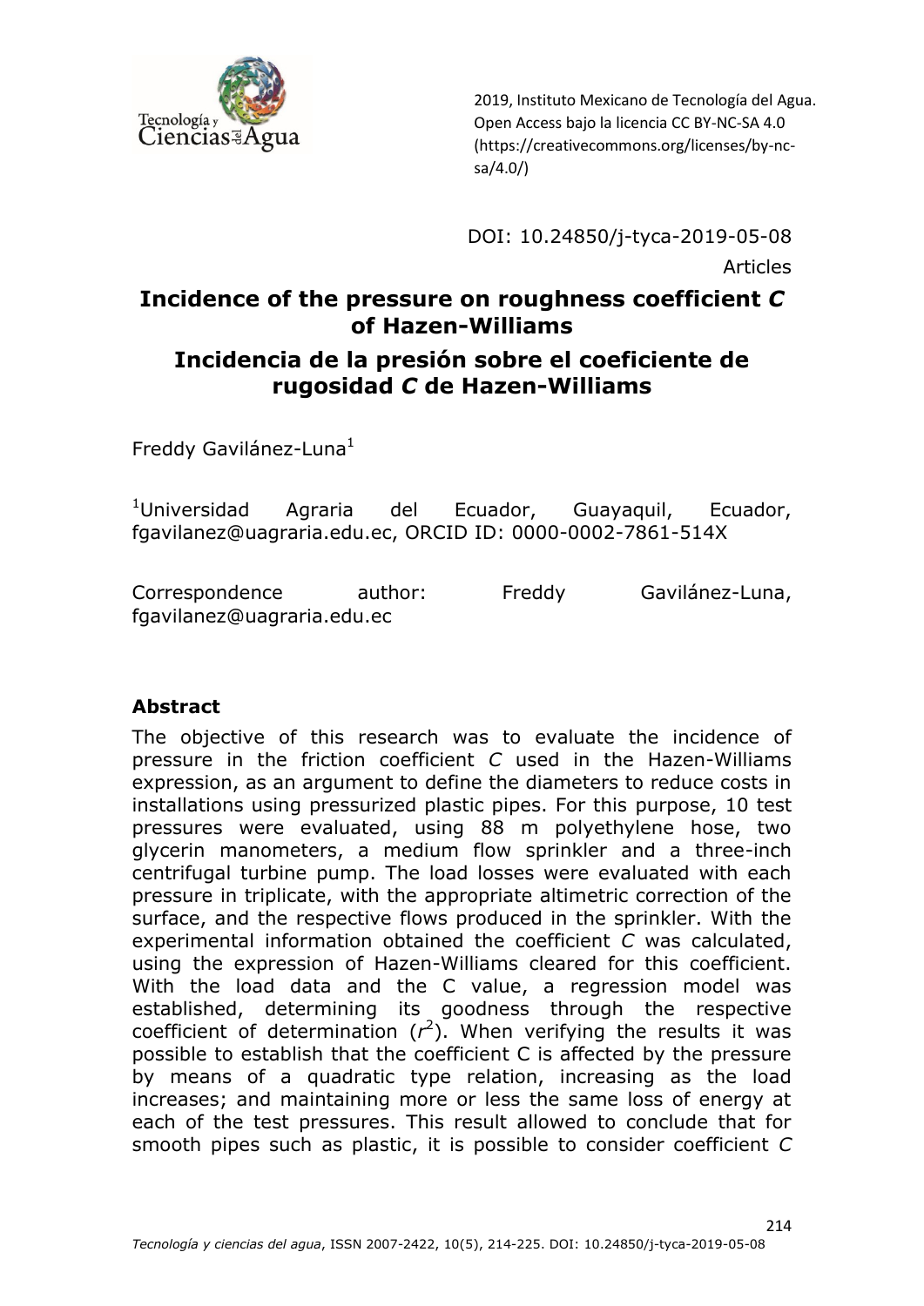2019, Instituto Mexicano de Tecnología del Agua.
Open Access bajo la licencia CC BY-NC-SA 4.0
(https://creativecommons.org/licenses/by-nc-sa/4.0/)

DOI: 10.24850/j-tyca-2019-05-08

Articles

# Incidence of the pressure on roughness coefficient *C* of Hazen-Williams

# Incidencia de la presión sobre el coeficiente de rugosidad *C* de Hazen-Williams

Freddy Gavilánez-Luna[1]

[1]Universidad Agraria del Ecuador, Guayaquil, Ecuador, fgavilanez@uagraria.edu.ec, ORCID ID: 0000-0002-7861-514X

Correspondence author: Freddy Gavilánez-Luna, fgavilanez@uagraria.edu.ec

## Abstract

The objective of this research was to evaluate the incidence of pressure in the friction coefficient *C* used in the Hazen-Williams expression, as an argument to define the diameters to reduce costs in installations using pressurized plastic pipes. For this purpose, 10 test pressures were evaluated, using 88 m polyethylene hose, two glycerin manometers, a medium flow sprinkler and a three-inch centrifugal turbine pump. The load losses were evaluated with each pressure in triplicate, with the appropriate altimetric correction of the surface, and the respective flows produced in the sprinkler. With the experimental information obtained the coefficient *C* was calculated, using the expression of Hazen-Williams cleared for this coefficient. With the load data and the C value, a regression model was established, determining its goodness through the respective coefficient of determination ($r^2$). When verifying the results it was possible to establish that the coefficient C is affected by the pressure by means of a quadratic type relation, increasing as the load increases; and maintaining more or less the same loss of energy at each of the test pressures. This result allowed to conclude that for smooth pipes such as plastic, it is possible to consider coefficient *C*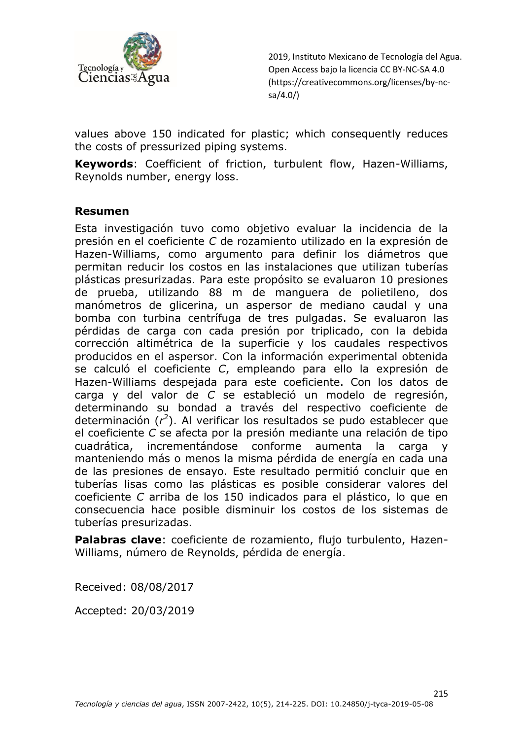values above 150 indicated for plastic; which consequently reduces the costs of pressurized piping systems.

**Keywords**: Coefficient of friction, turbulent flow, Hazen-Williams, Reynolds number, energy loss.

## Resumen

Esta investigación tuvo como objetivo evaluar la incidencia de la presión en el coeficiente *C* de rozamiento utilizado en la expresión de Hazen-Williams, como argumento para definir los diámetros que permitan reducir los costos en las instalaciones que utilizan tuberías plásticas presurizadas. Para este propósito se evaluaron 10 presiones de prueba, utilizando 88 m de manguera de polietileno, dos manómetros de glicerina, un aspersor de mediano caudal y una bomba con turbina centrífuga de tres pulgadas. Se evaluaron las pérdidas de carga con cada presión por triplicado, con la debida corrección altimétrica de la superficie y los caudales respectivos producidos en el aspersor. Con la información experimental obtenida se calculó el coeficiente *C*, empleando para ello la expresión de Hazen-Williams despejada para este coeficiente. Con los datos de carga y del valor de *C* se estableció un modelo de regresión, determinando su bondad a través del respectivo coeficiente de determinación ($r^2$). Al verificar los resultados se pudo establecer que el coeficiente *C* se afecta por la presión mediante una relación de tipo cuadrática, incrementándose conforme aumenta la carga y manteniendo más o menos la misma pérdida de energía en cada una de las presiones de ensayo. Este resultado permitió concluir que en tuberías lisas como las plásticas es posible considerar valores del coeficiente *C* arriba de los 150 indicados para el plástico, lo que en consecuencia hace posible disminuir los costos de los sistemas de tuberías presurizadas.

**Palabras clave**: coeficiente de rozamiento, flujo turbulento, Hazen-Williams, número de Reynolds, pérdida de energía.

Received: 08/08/2017

Accepted: 20/03/2019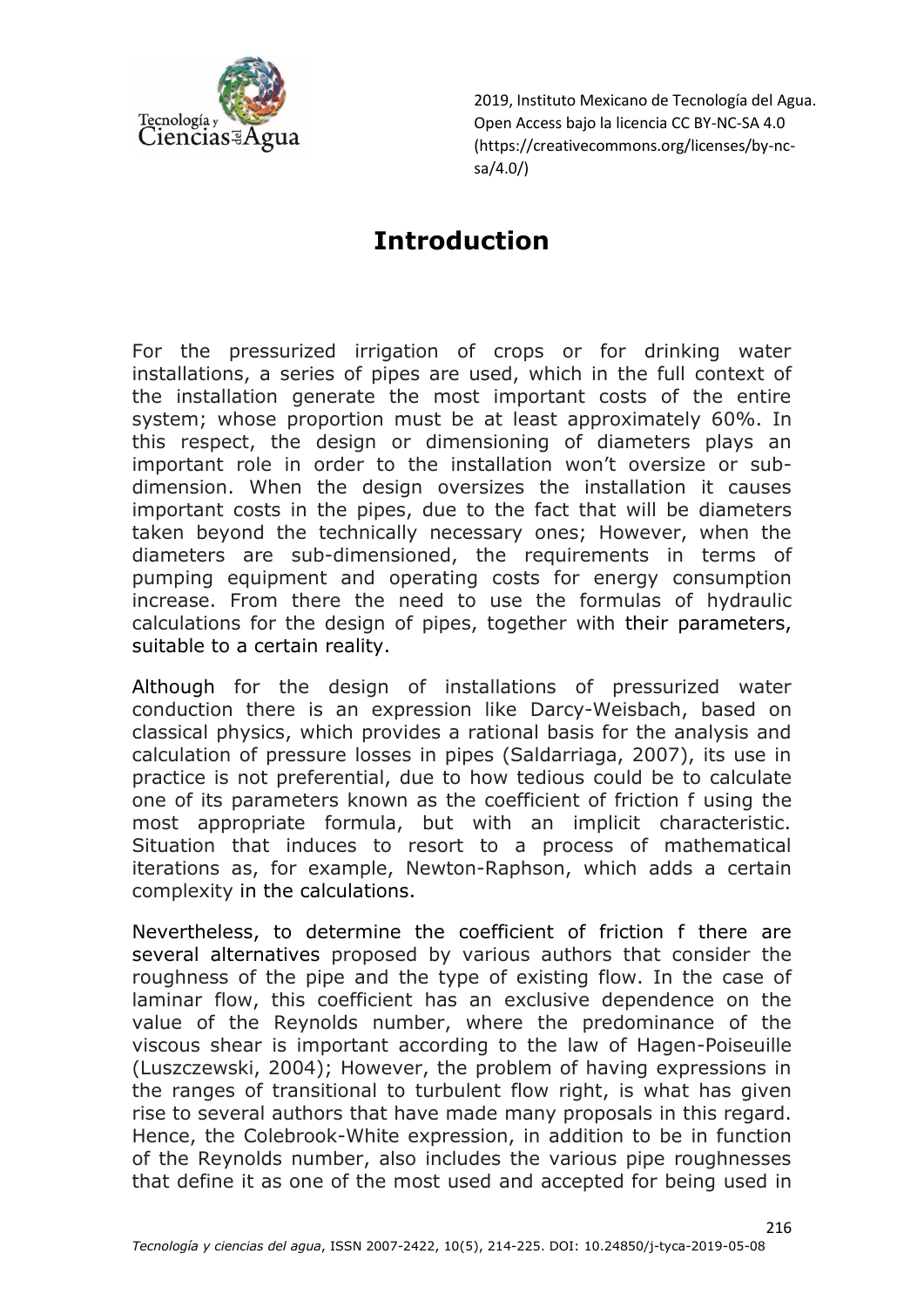# Introduction

For the pressurized irrigation of crops or for drinking water installations, a series of pipes are used, which in the full context of the installation generate the most important costs of the entire system; whose proportion must be at least approximately 60%. In this respect, the design or dimensioning of diameters plays an important role in order to the installation won't oversize or sub-dimension. When the design oversizes the installation it causes important costs in the pipes, due to the fact that will be diameters taken beyond the technically necessary ones; However, when the diameters are sub-dimensioned, the requirements in terms of pumping equipment and operating costs for energy consumption increase. From there the need to use the formulas of hydraulic calculations for the design of pipes, together with their parameters, suitable to a certain reality.

Although for the design of installations of pressurized water conduction there is an expression like Darcy-Weisbach, based on classical physics, which provides a rational basis for the analysis and calculation of pressure losses in pipes (Saldarriaga, 2007), its use in practice is not preferential, due to how tedious could be to calculate one of its parameters known as the coefficient of friction f using the most appropriate formula, but with an implicit characteristic. Situation that induces to resort to a process of mathematical iterations as, for example, Newton-Raphson, which adds a certain complexity in the calculations.

Nevertheless, to determine the coefficient of friction f there are several alternatives proposed by various authors that consider the roughness of the pipe and the type of existing flow. In the case of laminar flow, this coefficient has an exclusive dependence on the value of the Reynolds number, where the predominance of the viscous shear is important according to the law of Hagen-Poiseuille (Luszczewski, 2004); However, the problem of having expressions in the ranges of transitional to turbulent flow right, is what has given rise to several authors that have made many proposals in this regard. Hence, the Colebrook-White expression, in addition to be in function of the Reynolds number, also includes the various pipe roughnesses that define it as one of the most used and accepted for being used in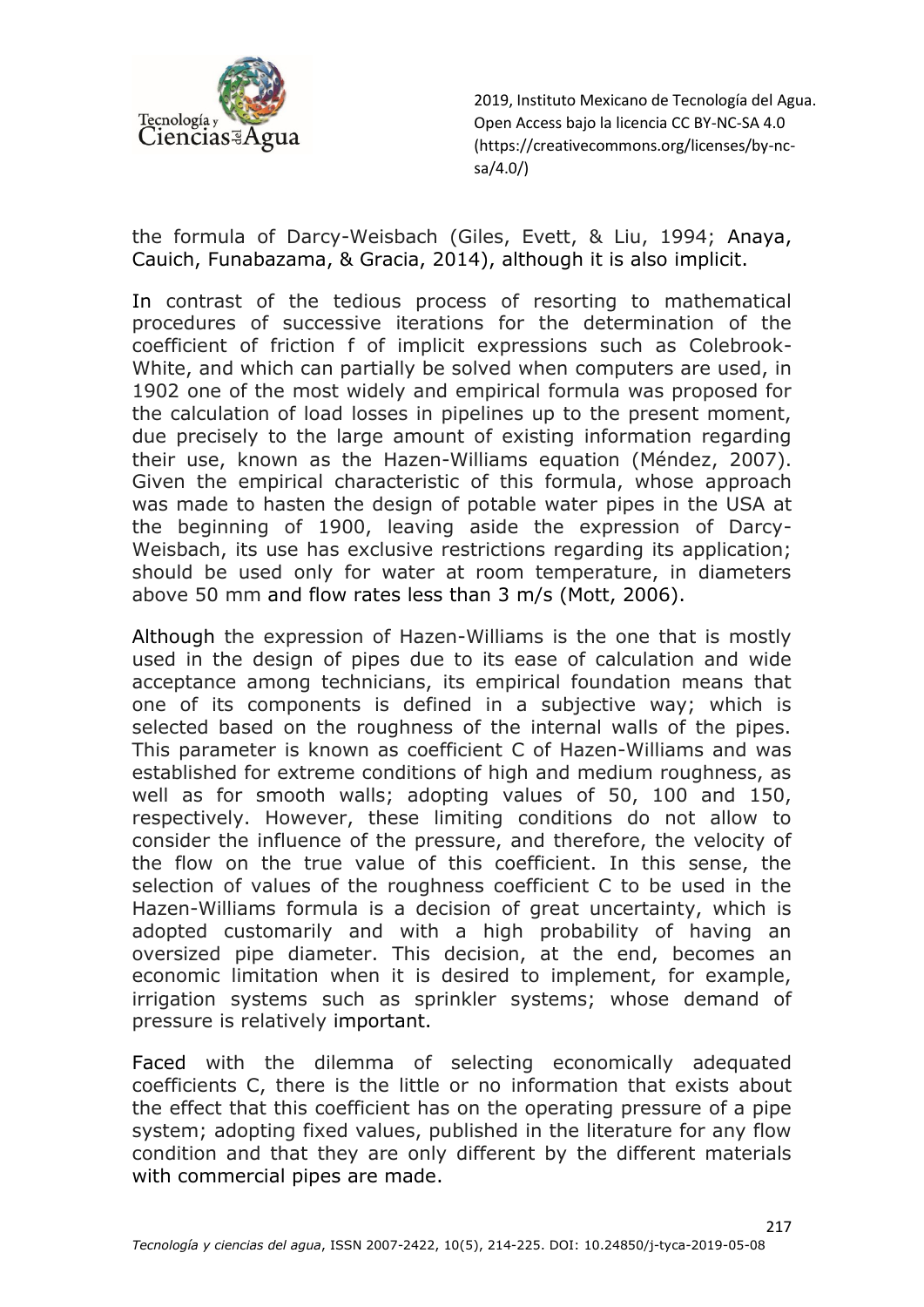the formula of Darcy-Weisbach (Giles, Evett, & Liu, 1994; Anaya, Cauich, Funabazama, & Gracia, 2014), although it is also implicit.

In contrast of the tedious process of resorting to mathematical procedures of successive iterations for the determination of the coefficient of friction f of implicit expressions such as Colebrook-White, and which can partially be solved when computers are used, in 1902 one of the most widely and empirical formula was proposed for the calculation of load losses in pipelines up to the present moment, due precisely to the large amount of existing information regarding their use, known as the Hazen-Williams equation (Méndez, 2007). Given the empirical characteristic of this formula, whose approach was made to hasten the design of potable water pipes in the USA at the beginning of 1900, leaving aside the expression of Darcy-Weisbach, its use has exclusive restrictions regarding its application; should be used only for water at room temperature, in diameters above 50 mm and flow rates less than 3 m/s (Mott, 2006).

Although the expression of Hazen-Williams is the one that is mostly used in the design of pipes due to its ease of calculation and wide acceptance among technicians, its empirical foundation means that one of its components is defined in a subjective way; which is selected based on the roughness of the internal walls of the pipes. This parameter is known as coefficient C of Hazen-Williams and was established for extreme conditions of high and medium roughness, as well as for smooth walls; adopting values of 50, 100 and 150, respectively. However, these limiting conditions do not allow to consider the influence of the pressure, and therefore, the velocity of the flow on the true value of this coefficient. In this sense, the selection of values of the roughness coefficient C to be used in the Hazen-Williams formula is a decision of great uncertainty, which is adopted customarily and with a high probability of having an oversized pipe diameter. This decision, at the end, becomes an economic limitation when it is desired to implement, for example, irrigation systems such as sprinkler systems; whose demand of pressure is relatively important.

Faced with the dilemma of selecting economically adequated coefficients C, there is the little or no information that exists about the effect that this coefficient has on the operating pressure of a pipe system; adopting fixed values, published in the literature for any flow condition and that they are only different by the different materials with commercial pipes are made.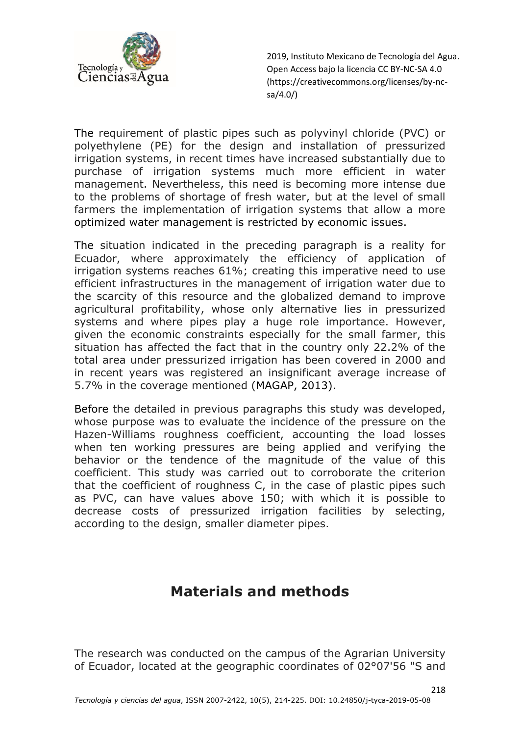The requirement of plastic pipes such as polyvinyl chloride (PVC) or polyethylene (PE) for the design and installation of pressurized irrigation systems, in recent times have increased substantially due to purchase of irrigation systems much more efficient in water management. Nevertheless, this need is becoming more intense due to the problems of shortage of fresh water, but at the level of small farmers the implementation of irrigation systems that allow a more optimized water management is restricted by economic issues.

The situation indicated in the preceding paragraph is a reality for Ecuador, where approximately the efficiency of application of irrigation systems reaches 61%; creating this imperative need to use efficient infrastructures in the management of irrigation water due to the scarcity of this resource and the globalized demand to improve agricultural profitability, whose only alternative lies in pressurized systems and where pipes play a huge role importance. However, given the economic constraints especially for the small farmer, this situation has affected the fact that in the country only 22.2% of the total area under pressurized irrigation has been covered in 2000 and in recent years was registered an insignificant average increase of 5.7% in the coverage mentioned (MAGAP, 2013).

Before the detailed in previous paragraphs this study was developed, whose purpose was to evaluate the incidence of the pressure on the Hazen-Williams roughness coefficient, accounting the load losses when ten working pressures are being applied and verifying the behavior or the tendence of the magnitude of the value of this coefficient. This study was carried out to corroborate the criterion that the coefficient of roughness C, in the case of plastic pipes such as PVC, can have values above 150; with which it is possible to decrease costs of pressurized irrigation facilities by selecting, according to the design, smaller diameter pipes.

## Materials and methods

The research was conducted on the campus of the Agrarian University of Ecuador, located at the geographic coordinates of 02°07'56 "S and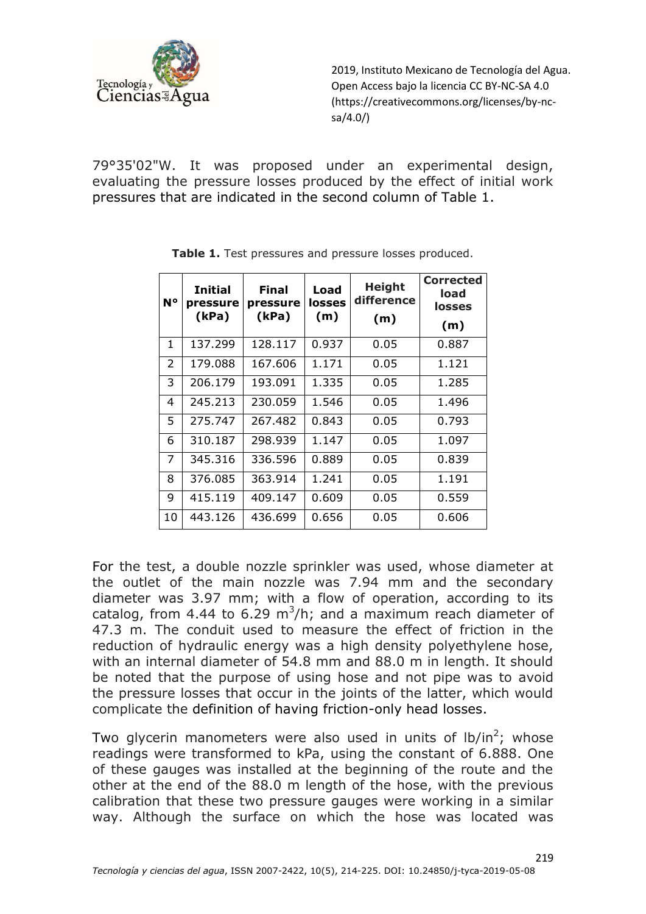79°35'02"W. It was proposed under an experimental design, evaluating the pressure losses produced by the effect of initial work pressures that are indicated in the second column of Table 1.

**Table 1.** Test pressures and pressure losses produced.

| N° | Initial pressure (kPa) | Final pressure (kPa) | Load losses (m) | Height difference (m) | Corrected load losses (m) |
|---|---|---|---|---|---|
| 1 | 137.299 | 128.117 | 0.937 | 0.05 | 0.887 |
| 2 | 179.088 | 167.606 | 1.171 | 0.05 | 1.121 |
| 3 | 206.179 | 193.091 | 1.335 | 0.05 | 1.285 |
| 4 | 245.213 | 230.059 | 1.546 | 0.05 | 1.496 |
| 5 | 275.747 | 267.482 | 0.843 | 0.05 | 0.793 |
| 6 | 310.187 | 298.939 | 1.147 | 0.05 | 1.097 |
| 7 | 345.316 | 336.596 | 0.889 | 0.05 | 0.839 |
| 8 | 376.085 | 363.914 | 1.241 | 0.05 | 1.191 |
| 9 | 415.119 | 409.147 | 0.609 | 0.05 | 0.559 |
| 10 | 443.126 | 436.699 | 0.656 | 0.05 | 0.606 |

For the test, a double nozzle sprinkler was used, whose diameter at the outlet of the main nozzle was 7.94 mm and the secondary diameter was 3.97 mm; with a flow of operation, according to its catalog, from 4.44 to 6.29 $m^3$/h; and a maximum reach diameter of 47.3 m. The conduit used to measure the effect of friction in the reduction of hydraulic energy was a high density polyethylene hose, with an internal diameter of 54.8 mm and 88.0 m in length. It should be noted that the purpose of using hose and not pipe was to avoid the pressure losses that occur in the joints of the latter, which would complicate the definition of having friction-only head losses.

Two glycerin manometers were also used in units of lb/in$^2$; whose readings were transformed to kPa, using the constant of 6.888. One of these gauges was installed at the beginning of the route and the other at the end of the 88.0 m length of the hose, with the previous calibration that these two pressure gauges were working in a similar way. Although the surface on which the hose was located was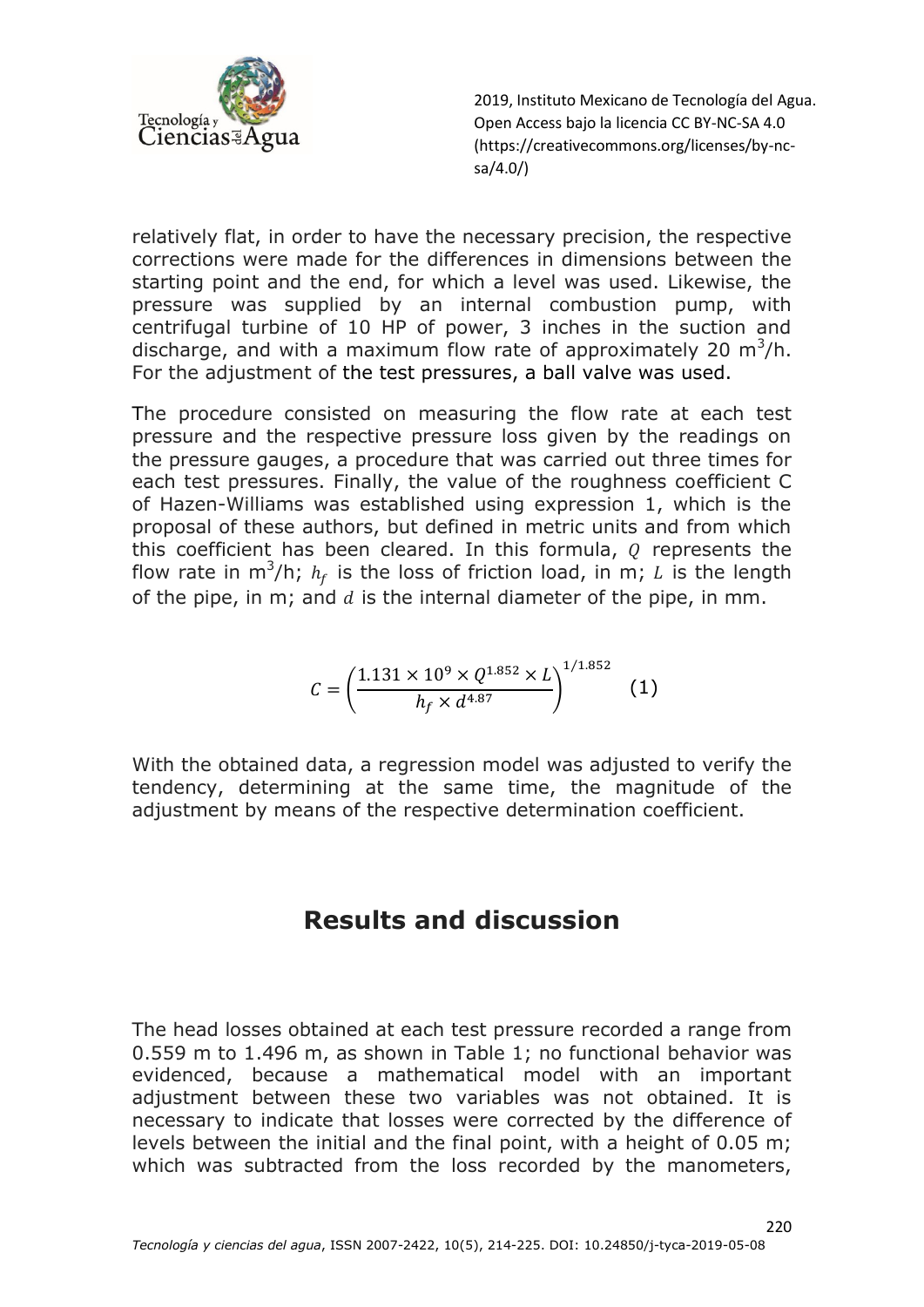relatively flat, in order to have the necessary precision, the respective corrections were made for the differences in dimensions between the starting point and the end, for which a level was used. Likewise, the pressure was supplied by an internal combustion pump, with centrifugal turbine of 10 HP of power, 3 inches in the suction and discharge, and with a maximum flow rate of approximately 20 $m^3$/h. For the adjustment of the test pressures, a ball valve was used.

The procedure consisted on measuring the flow rate at each test pressure and the respective pressure loss given by the readings on the pressure gauges, a procedure that was carried out three times for each test pressures. Finally, the value of the roughness coefficient C of Hazen-Williams was established using expression 1, which is the proposal of these authors, but defined in metric units and from which this coefficient has been cleared. In this formula, $Q$ represents the flow rate in $m^3$/h; $h_f$ is the loss of friction load, in m; $L$ is the length of the pipe, in m; and $d$ is the internal diameter of the pipe, in mm.

$$C = \left( \frac{1.131 \times 10^9 \times Q^{1.852} \times L}{h_f \times d^{4.87}} \right)^{1/1.852} \quad (1)$$

With the obtained data, a regression model was adjusted to verify the tendency, determining at the same time, the magnitude of the adjustment by means of the respective determination coefficient.

## Results and discussion

The head losses obtained at each test pressure recorded a range from 0.559 m to 1.496 m, as shown in Table 1; no functional behavior was evidenced, because a mathematical model with an important adjustment between these two variables was not obtained. It is necessary to indicate that losses were corrected by the difference of levels between the initial and the final point, with a height of 0.05 m; which was subtracted from the loss recorded by the manometers,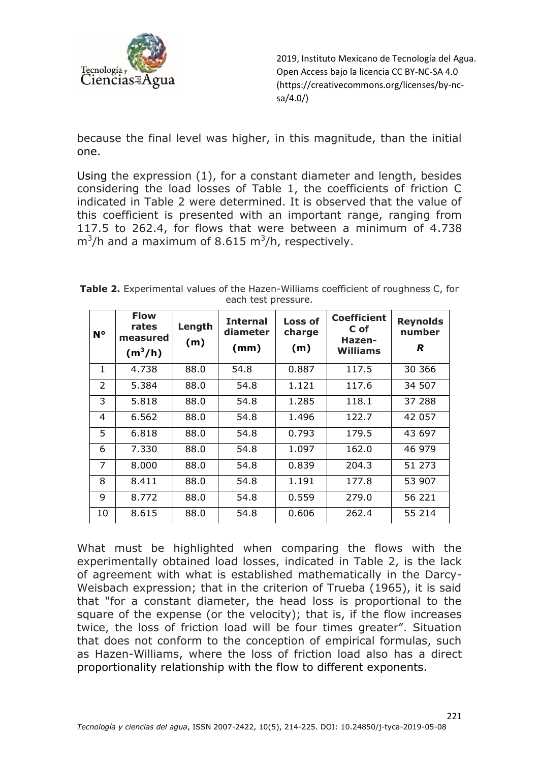because the final level was higher, in this magnitude, than the initial one.

Using the expression (1), for a constant diameter and length, besides considering the load losses of Table 1, the coefficients of friction C indicated in Table 2 were determined. It is observed that the value of this coefficient is presented with an important range, ranging from 117.5 to 262.4, for flows that were between a minimum of 4.738 $m^3/h$ and a maximum of 8.615 $m^3/h$, respectively.

**Table 2.** Experimental values of the Hazen-Williams coefficient of roughness C, for each test pressure.

| N° | Flow rates measured ($m^3/h$) | Length (m) | Internal diameter (mm) | Loss of charge (m) | Coefficient C of Hazen-Williams | Reynolds number *R* |
|---|---|---|---|---|---|---|
| 1 | 4.738 | 88.0 | 54.8 | 0.887 | 117.5 | 30 366 |
| 2 | 5.384 | 88.0 | 54.8 | 1.121 | 117.6 | 34 507 |
| 3 | 5.818 | 88.0 | 54.8 | 1.285 | 118.1 | 37 288 |
| 4 | 6.562 | 88.0 | 54.8 | 1.496 | 122.7 | 42 057 |
| 5 | 6.818 | 88.0 | 54.8 | 0.793 | 179.5 | 43 697 |
| 6 | 7.330 | 88.0 | 54.8 | 1.097 | 162.0 | 46 979 |
| 7 | 8.000 | 88.0 | 54.8 | 0.839 | 204.3 | 51 273 |
| 8 | 8.411 | 88.0 | 54.8 | 1.191 | 177.8 | 53 907 |
| 9 | 8.772 | 88.0 | 54.8 | 0.559 | 279.0 | 56 221 |
| 10 | 8.615 | 88.0 | 54.8 | 0.606 | 262.4 | 55 214 |

What must be highlighted when comparing the flows with the experimentally obtained load losses, indicated in Table 2, is the lack of agreement with what is established mathematically in the Darcy-Weisbach expression; that in the criterion of Trueba (1965), it is said that "for a constant diameter, the head loss is proportional to the square of the expense (or the velocity); that is, if the flow increases twice, the loss of friction load will be four times greater". Situation that does not conform to the conception of empirical formulas, such as Hazen-Williams, where the loss of friction load also has a direct proportionality relationship with the flow to different exponents.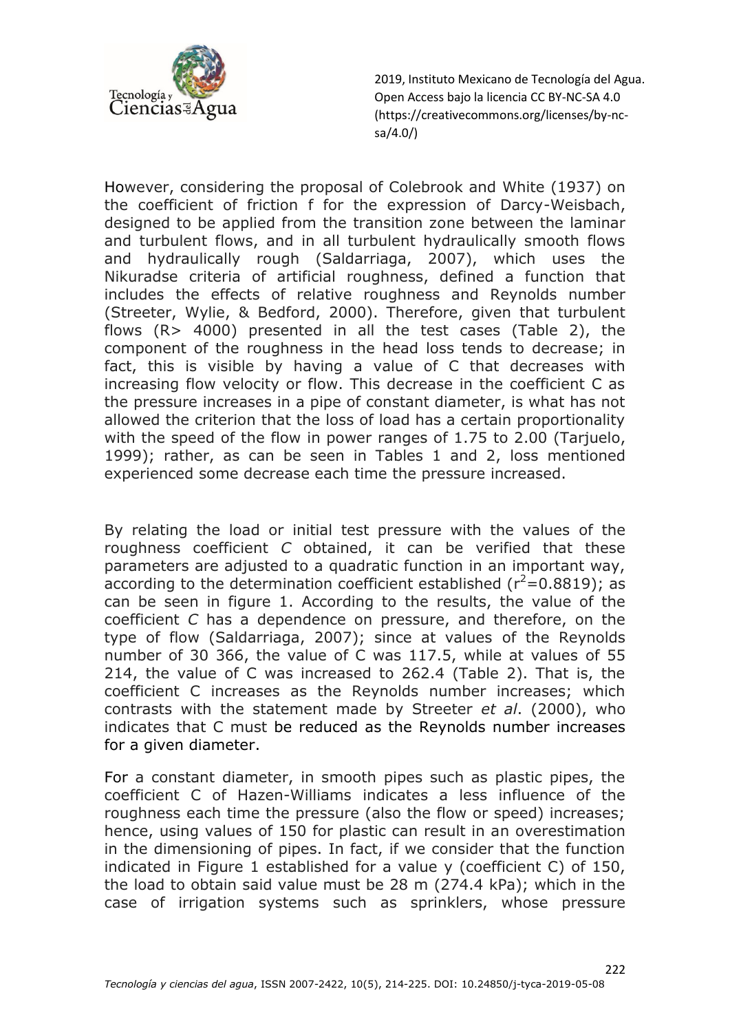However, considering the proposal of Colebrook and White (1937) on the coefficient of friction f for the expression of Darcy-Weisbach, designed to be applied from the transition zone between the laminar and turbulent flows, and in all turbulent hydraulically smooth flows and hydraulically rough (Saldarriaga, 2007), which uses the Nikuradse criteria of artificial roughness, defined a function that includes the effects of relative roughness and Reynolds number (Streeter, Wylie, & Bedford, 2000). Therefore, given that turbulent flows (R> 4000) presented in all the test cases (Table 2), the component of the roughness in the head loss tends to decrease; in fact, this is visible by having a value of C that decreases with increasing flow velocity or flow. This decrease in the coefficient C as the pressure increases in a pipe of constant diameter, is what has not allowed the criterion that the loss of load has a certain proportionality with the speed of the flow in power ranges of 1.75 to 2.00 (Tarjuelo, 1999); rather, as can be seen in Tables 1 and 2, loss mentioned experienced some decrease each time the pressure increased.

By relating the load or initial test pressure with the values of the roughness coefficient *C* obtained, it can be verified that these parameters are adjusted to a quadratic function in an important way, according to the determination coefficient established ($r^2$=0.8819); as can be seen in figure 1. According to the results, the value of the coefficient *C* has a dependence on pressure, and therefore, on the type of flow (Saldarriaga, 2007); since at values of the Reynolds number of 30 366, the value of C was 117.5, while at values of 55 214, the value of C was increased to 262.4 (Table 2). That is, the coefficient C increases as the Reynolds number increases; which contrasts with the statement made by Streeter *et al*. (2000), who indicates that C must be reduced as the Reynolds number increases for a given diameter.

For a constant diameter, in smooth pipes such as plastic pipes, the coefficient C of Hazen-Williams indicates a less influence of the roughness each time the pressure (also the flow or speed) increases; hence, using values of 150 for plastic can result in an overestimation in the dimensioning of pipes. In fact, if we consider that the function indicated in Figure 1 established for a value y (coefficient C) of 150, the load to obtain said value must be 28 m (274.4 kPa); which in the case of irrigation systems such as sprinklers, whose pressure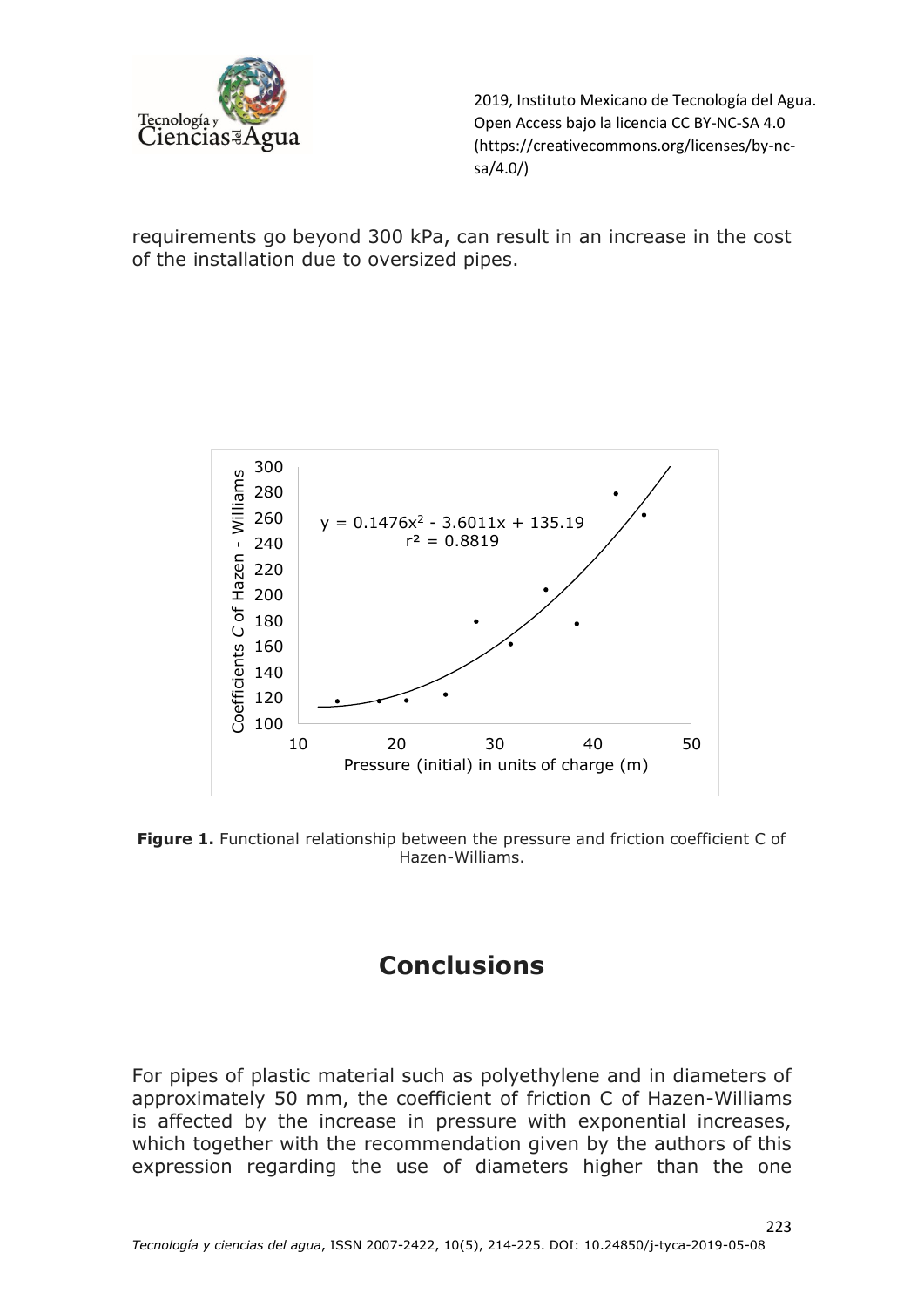requirements go beyond 300 kPa, can result in an increase in the cost of the installation due to oversized pipes.

**Figure 1.** Functional relationship between the pressure and friction coefficient C of Hazen-Williams.

# Conclusions

For pipes of plastic material such as polyethylene and in diameters of approximately 50 mm, the coefficient of friction C of Hazen-Williams is affected by the increase in pressure with exponential increases, which together with the recommendation given by the authors of this expression regarding the use of diameters higher than the one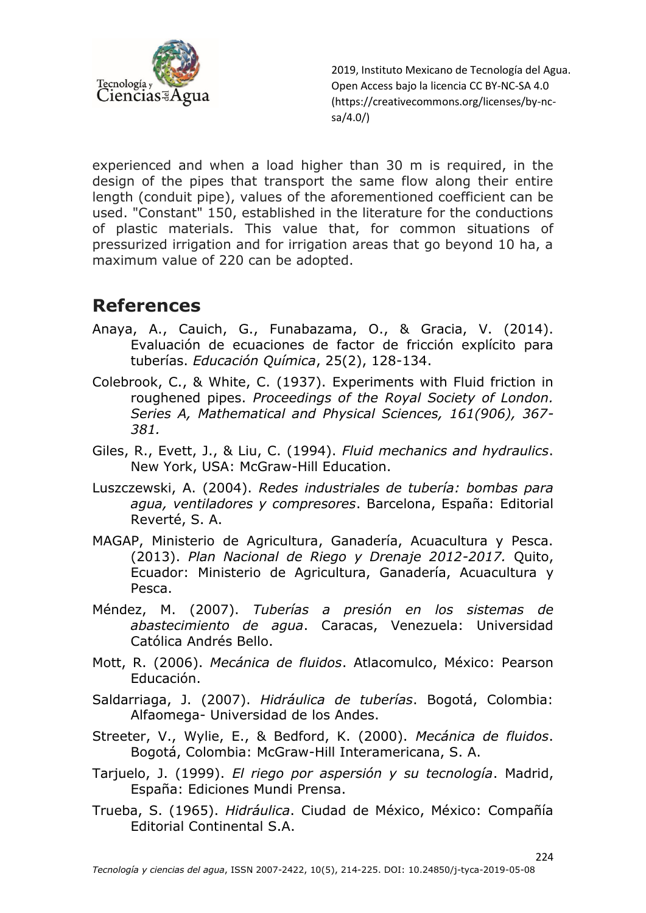experienced and when a load higher than 30 m is required, in the design of the pipes that transport the same flow along their entire length (conduit pipe), values of the aforementioned coefficient can be used. "Constant" 150, established in the literature for the conductions of plastic materials. This value that, for common situations of pressurized irrigation and for irrigation areas that go beyond 10 ha, a maximum value of 220 can be adopted.

## References

Anaya, A., Cauich, G., Funabazama, O., & Gracia, V. (2014). Evaluación de ecuaciones de factor de fricción explícito para tuberías. *Educación Química*, 25(2), 128-134.

Colebrook, C., & White, C. (1937). Experiments with Fluid friction in roughened pipes. *Proceedings of the Royal Society of London. Series A, Mathematical and Physical Sciences, 161(906), 367-381.*

Giles, R., Evett, J., & Liu, C. (1994). *Fluid mechanics and hydraulics*. New York, USA: McGraw-Hill Education.

Luszczewski, A. (2004). *Redes industriales de tubería: bombas para agua, ventiladores y compresores*. Barcelona, España: Editorial Reverté, S. A.

MAGAP, Ministerio de Agricultura, Ganadería, Acuacultura y Pesca. (2013). *Plan Nacional de Riego y Drenaje 2012-2017.* Quito, Ecuador: Ministerio de Agricultura, Ganadería, Acuacultura y Pesca.

Méndez, M. (2007). *Tuberías a presión en los sistemas de abastecimiento de agua*. Caracas, Venezuela: Universidad Católica Andrés Bello.

Mott, R. (2006). *Mecánica de fluidos*. Atlacomulco, México: Pearson Educación.

Saldarriaga, J. (2007). *Hidráulica de tuberías*. Bogotá, Colombia: Alfaomega- Universidad de los Andes.

Streeter, V., Wylie, E., & Bedford, K. (2000). *Mecánica de fluidos*. Bogotá, Colombia: McGraw-Hill Interamericana, S. A.

Tarjuelo, J. (1999). *El riego por aspersión y su tecnología*. Madrid, España: Ediciones Mundi Prensa.

Trueba, S. (1965). *Hidráulica*. Ciudad de México, México: Compañía Editorial Continental S.A.